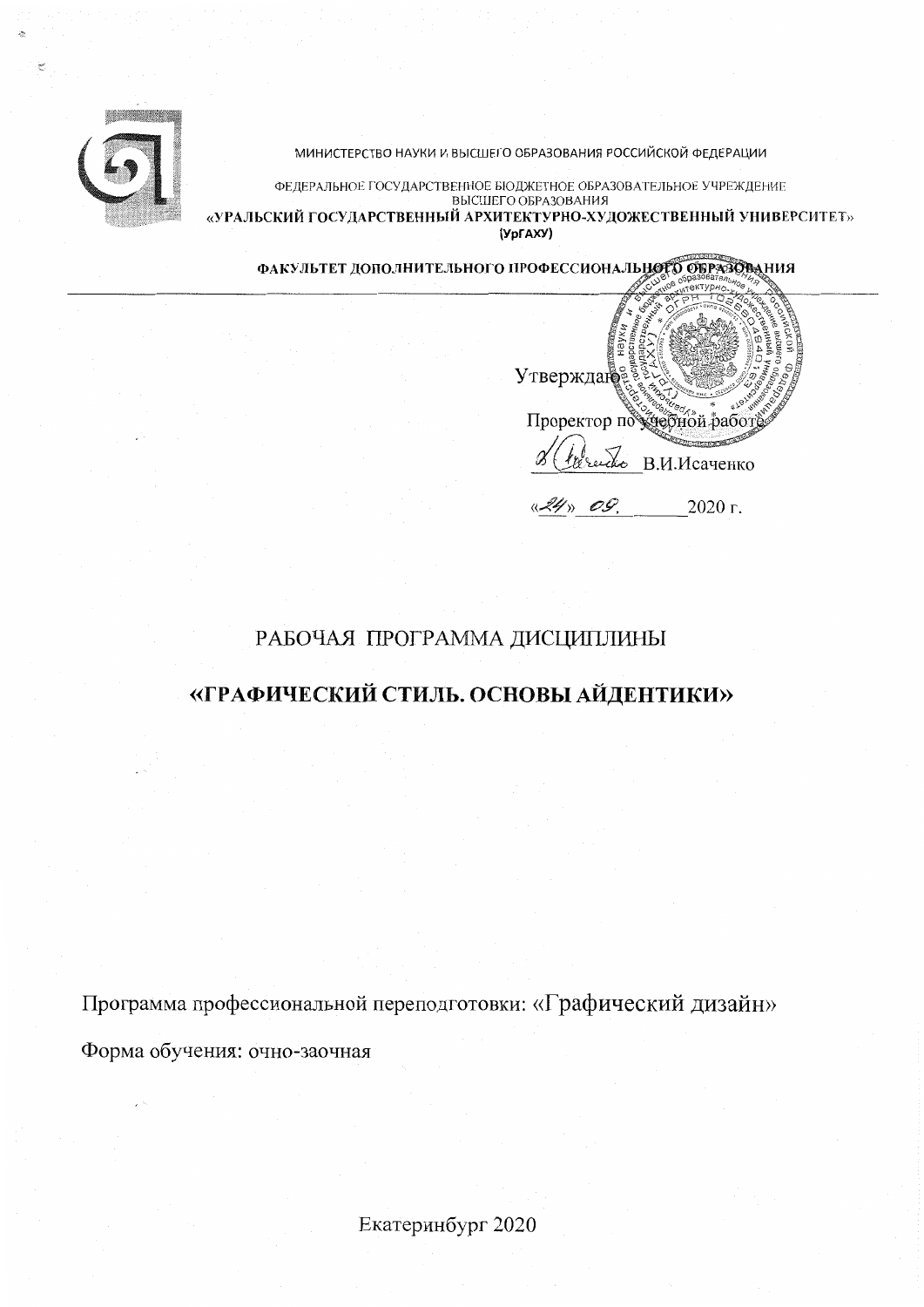МИНИСТЕРСТВО НАУКИ И ВЫСШЕГО ОБРАЗОВАНИЯ РОССИЙСКОЙ ФЕДЕРАЦИИ

ФЕДЕРАЛЬНОЕ ГОСУДАРСТВЕННОЕ БЮДЖЕТНОЕ ОБРАЗОВАТЕЛЬНОЕ УЧРЕЖДЕНИЕ ВЫСШЕГО ОБРАЗОВАНИЯ

**«УРАЛЬСКИЙ ГОСУДАРСТВЕННЫЙ АРХИТЕКТУРНО-ХУДОЖЕСТВЕННЫЙ УНИВЕРСИТЕТ»**

**(УрГАХУ)**

**ФАКУЛЬТЕТ ДОПОЛНИТЕЛЬНОГО ПРОФЕССИОНАЛЬНОГО ОБРАЗОВАНИЯ**

Утверждаю

Проректор по учебной работе

\_\_\_\_\_\_\_\_ В.И.Исаченко

«24» 09. 2020 г.

# РАБОЧАЯ ПРОГРАММА ДИСЦИПЛИНЫ

## «ГРАФИЧЕСКИЙ СТИЛЬ. ОСНОВЫ АЙДЕНТИКИ»

Программа профессиональной переподготовки: «Графический дизайн»

Форма обучения: очно-заочная

Екатеринбург 2020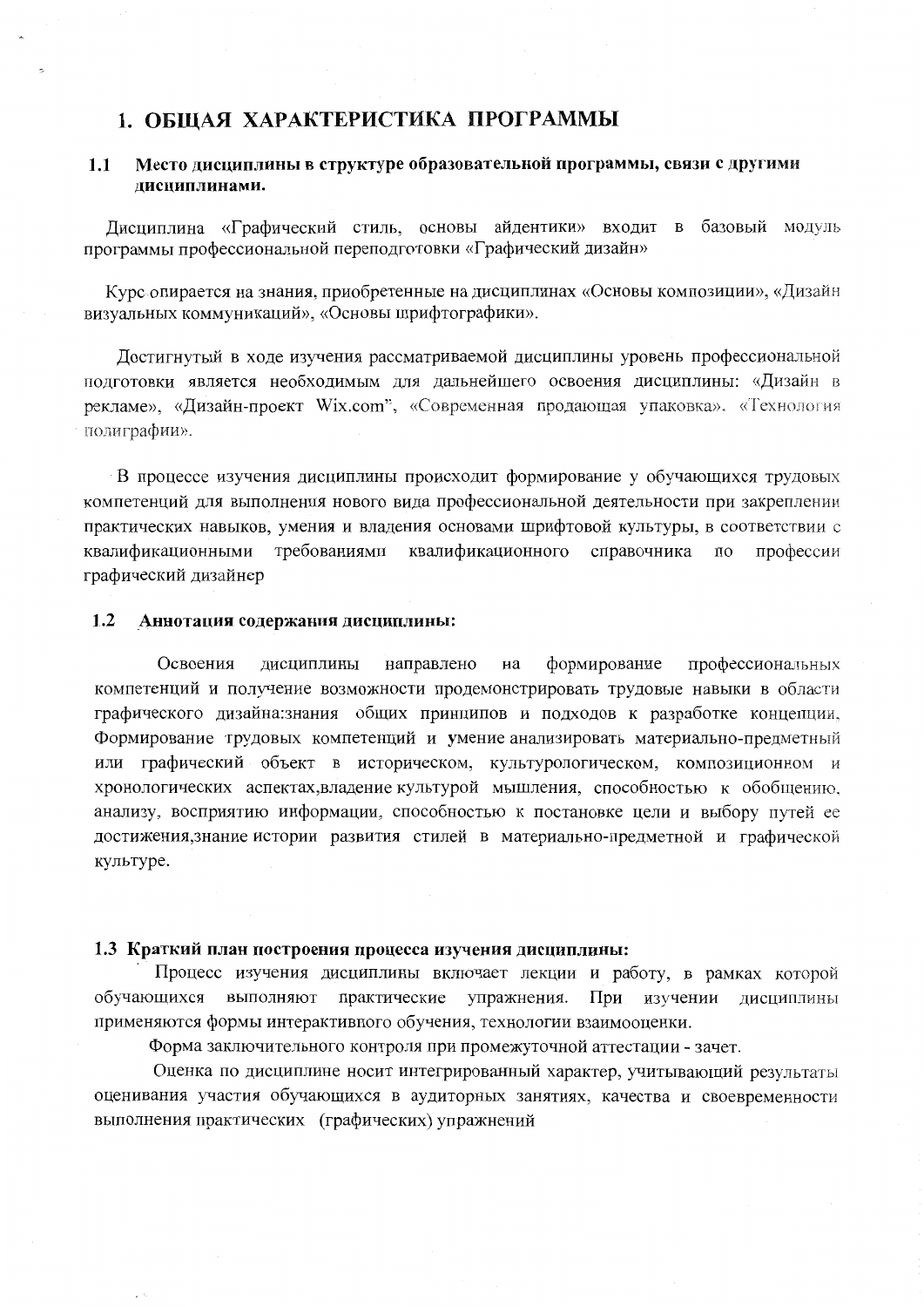# 1. ОБЩАЯ ХАРАКТЕРИСТИКА ПРОГРАММЫ

## 1.1 Место дисциплины в структуре образовательной программы, связи с другими дисциплинами.

Дисциплина «Графический стиль, основы айдентики» входит в базовый модуль программы профессиональной переподготовки «Графический дизайн»

Курс опирается на знания, приобретенные на дисциплинах «Основы композиции», «Дизайн визуальных коммуникаций», «Основы шрифтографики».

Достигнутый в ходе изучения рассматриваемой дисциплины уровень профессиональной подготовки является необходимым для дальнейшего освоения дисциплины: «Дизайн в рекламе», «Дизайн-проект Wix.com", «Современная продающая упаковка». «Технология полиграфии».

В процессе изучения дисциплины происходит формирование у обучающихся трудовых компетенций для выполнения нового вида профессиональной деятельности при закреплении практических навыков, умения и владения основами шрифтовой культуры, в соответствии с квалификационными требованиями квалификационного справочника по профессии графический дизайнер

## 1.2 Аннотация содержания дисциплины:

Освоения дисциплины направлено на формирование профессиональных компетенций и получение возможности продемонстрировать трудовые навыки в области графического дизайна:знания общих принципов и подходов к разработке концепции. Формирование трудовых компетенций и умение анализировать материально-предметный или графический объект в историческом, культурологическом, композиционном и хронологических аспектах,владение культурой мышления, способностью к обобщению, анализу, восприятию информации, способностью к постановке цели и выбору путей ее достижения,знание истории развития стилей в материально-предметной и графической культуре.

## 1.3 Краткий план построения процесса изучения дисциплины:

Процесс изучения дисциплины включает лекции и работу, в рамках которой обучающихся выполняют практические упражнения. При изучении дисциплины применяются формы интерактивного обучения, технологии взаимооценки.

Форма заключительного контроля при промежуточной аттестации - зачет.

Оценка по дисциплине носит интегрированный характер, учитывающий результаты оценивания участия обучающихся в аудиторных занятиях, качества и своевременности выполнения практических (графических) упражнений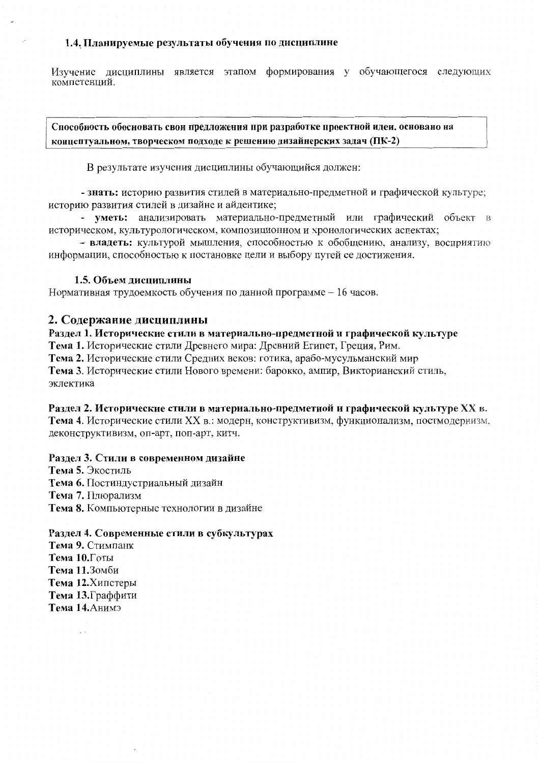### 1.4. Планируемые результаты обучения по дисциплине

Изучение дисциплины является этапом формирования у обучающегося следующих компетенций.

| **Способность обосновать свои предложения при разработке проектной идеи, основано на концептуальном, творческом подходе к решению дизайнерских задач (ПК-2)** |
|---|

В результате изучения дисциплины обучающийся должен:

- **знать:** историю развития стилей в материально-предметной и графической культуре; историю развития стилей в дизайне и айдентике;
- **уметь:** анализировать материально-предметный или графический объект в историческом, культурологическом, композиционном и хронологических аспектах;
- **владеть:** культурой мышления, способностью к обобщению, анализу, восприятию информации, способностью к постановке цели и выбору путей ее достижения.

### 1.5. Объем дисциплины

Нормативная трудоемкость обучения по данной программе – 16 часов.

## 2. Содержание дисциплины

**Раздел 1. Исторические стили в материально-предметной и графической культуре**

**Тема 1.** Исторические стили Древнего мира: Древний Египет, Греция, Рим.

**Тема 2.** Исторические стили Средних веков: готика, арабо-мусульманский мир

**Тема 3.** Исторические стили Нового времени: барокко, ампир, Викторианский стиль, эклектика

**Раздел 2. Исторические стили в материально-предметной и графической культуре XX в.**

**Тема 4.** Исторические стили XX в.: модерн, конструктивизм, функционализм, постмодернизм, деконструктивизм, оп-арт, поп-арт, китч.

**Раздел 3. Стили в современном дизайне**

**Тема 5.** Экостиль

**Тема 6.** Постиндустриальный дизайн

**Тема 7.** Плюрализм

**Тема 8.** Компьютерные технологии в дизайне

**Раздел 4. Современные стили в субкультурах**

**Тема 9.** Стимпанк

**Тема 10.**Готы

**Тема 11.**Зомби

**Тема 12.**Хипстеры

**Тема 13.**Граффити

**Тема 14.**Анимэ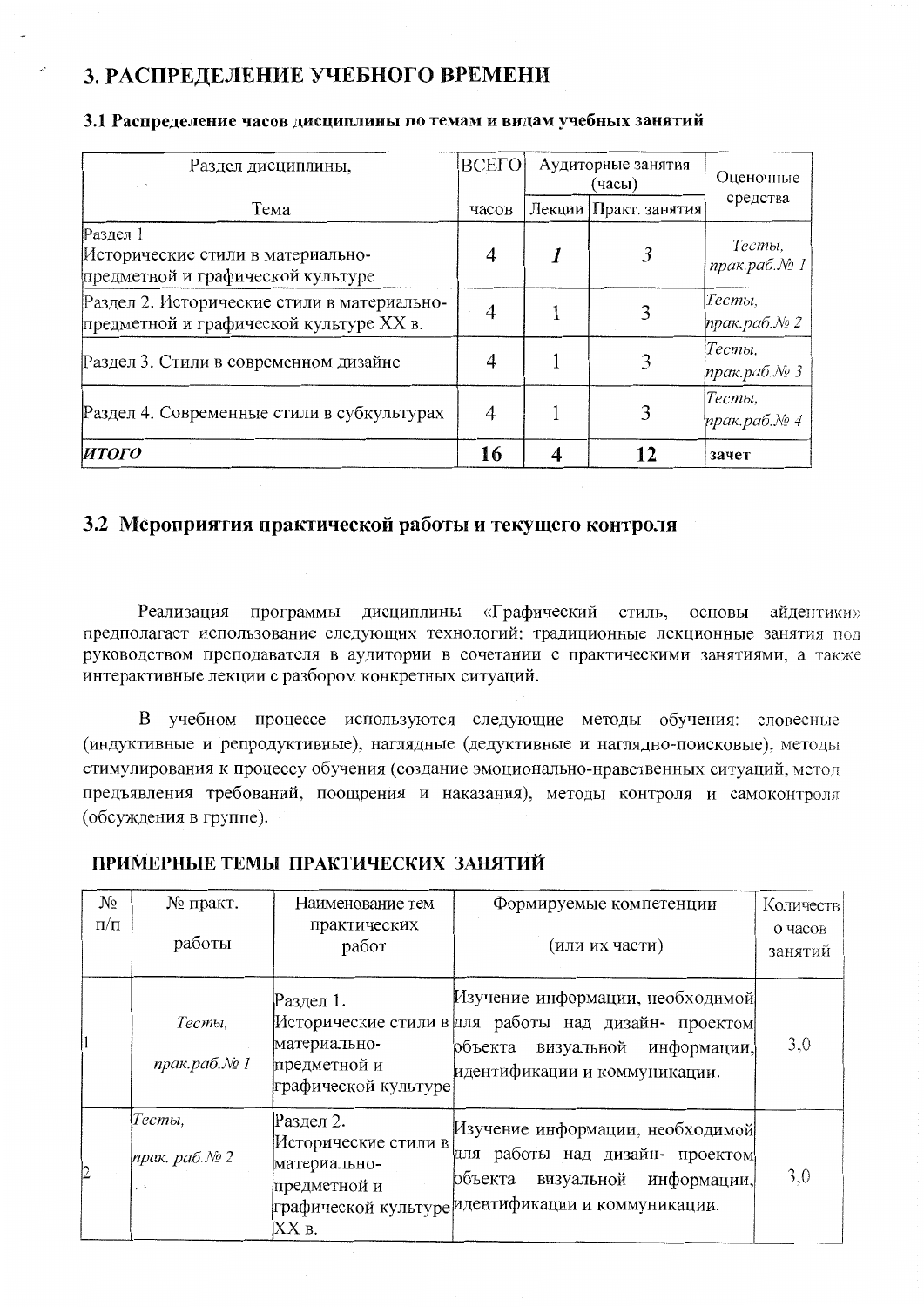# 3. РАСПРЕДЕЛЕНИЕ УЧЕБНОГО ВРЕМЕНИ

### 3.1 Распределение часов дисциплины по темам и видам учебных занятий

| Раздел дисциплины, Тема | ВСЕГО часов | Аудиторные занятия (часы) | | Оценочные средства |
|---|---|---|---|---|
| | | Лекции | Практ. занятия | |
| Раздел 1 Исторические стили в материально-предметной и графической культуре | 4 | *1* | *3* | *Тесты, прак.раб.№ 1* |
| Раздел 2. Исторические стили в материально-предметной и графической культуре XX в. | 4 | 1 | 3 | *Тесты, прак.раб.№ 2* |
| Раздел 3. Стили в современном дизайне | 4 | 1 | 3 | *Тесты, прак.раб.№ 3* |
| Раздел 4. Современные стили в субкультурах | 4 | 1 | 3 | *Тесты, прак.раб.№ 4* |
| ***ИТОГО*** | **16** | **4** | **12** | **зачет** |

## 3.2 Мероприятия практической работы и текущего контроля

Реализация программы дисциплины «Графический стиль, основы айдентики» предполагает использование следующих технологий: традиционные лекционные занятия под руководством преподавателя в аудитории в сочетании с практическими занятиями, а также интерактивные лекции с разбором конкретных ситуаций.

В учебном процессе используются следующие методы обучения: словесные (индуктивные и репродуктивные), наглядные (дедуктивные и наглядно-поисковые), методы стимулирования к процессу обучения (создание эмоционально-нравственных ситуаций, метод предъявления требований, поощрения и наказания), методы контроля и самоконтроля (обсуждения в группе).

### ПРИМЕРНЫЕ ТЕМЫ ПРАКТИЧЕСКИХ ЗАНЯТИЙ

| № п/п | № практ. работы | Наименование тем практических работ | Формируемые компетенции (или их части) | Количество часов занятий |
|---|---|---|---|---|
| 1 | *Тесты, прак.раб.№ 1* | Раздел 1. Исторические стили в материально-предметной и графической культуре | Изучение информации, необходимой для работы над дизайн- проектом объекта визуальной информации, идентификации и коммуникации. | 3,0 |
| 2 | *Тесты, прак. раб.№ 2* | Раздел 2. Исторические стили в материально-предметной и графической культуре XX в. | Изучение информации, необходимой для работы над дизайн- проектом объекта визуальной информации, идентификации и коммуникации. | 3,0 |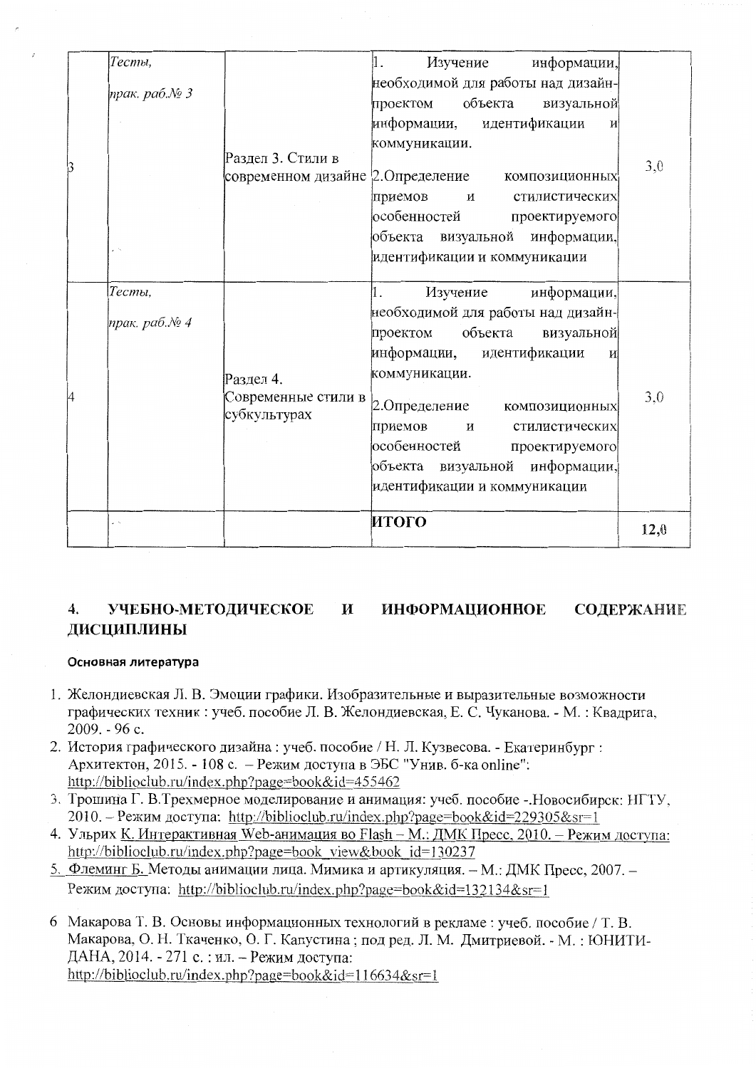| | | | | |
|---|---|---|---|---|
| 3 | *Тесты,* *прак. раб.№ 3* | Раздел 3. Стили в современном дизайне | 1. Изучение информации, необходимой для работы над дизайн-проектом объекта визуальной информации, идентификации и коммуникации. 2.Определение композиционных приемов и стилистических особенностей проектируемого объекта визуальной информации, идентификации и коммуникации | 3,0 |
| 4 | *Тесты,* *прак. раб.№ 4* | Раздел 4. Современные стили в субкультурах | 1. Изучение информации, необходимой для работы над дизайн-проектом объекта визуальной информации, идентификации и коммуникации. 2.Определение композиционных приемов и стилистических особенностей проектируемого объекта визуальной информации, идентификации и коммуникации | 3,0 |
| | | | **ИТОГО** | **12,0** |

## 4. УЧЕБНО-МЕТОДИЧЕСКОЕ И ИНФОРМАЦИОННОЕ СОДЕРЖАНИЕ ДИСЦИПЛИНЫ

**Основная литература**

1. Желондиевская Л. В. Эмоции графики. Изобразительные и выразительные возможности графических техник : учеб. пособие Л. В. Желондиевская, Е. С. Чуканова. - М. : Квадрига, 2009. - 96 с.
2. История графического дизайна : учеб. пособие / Н. Л. Кузвесова. - Екатеринбург : Архитектон, 2015. - 108 с. – Режим доступа в ЭБС "Унив. б-ка online": http://biblioclub.ru/index.php?page=book&id=455462
3. Трошина Г. В.Трехмерное моделирование и анимация: учеб. пособие -.Новосибирск: НГТУ, 2010. – Режим доступа: http://biblioclub.ru/index.php?page=book&id=229305&sr=1
4. Ульрих К. Интерактивная Web-анимация во Flash – М.: ДМК Пресс, 2010. – Режим доступа: http://biblioclub.ru/index.php?page=book_view&book_id=130237
5. Флеминг Б. Методы анимации лица. Мимика и артикуляция. – М.: ДМК Пресс, 2007. – Режим доступа: http://biblioclub.ru/index.php?page=book&id=132134&sr=1
6. Макарова Т. В. Основы информационных технологий в рекламе : учеб. пособие / Т. В. Макарова, О. Н. Ткаченко, О. Г. Капустина ; под ред. Л. М. Дмитриевой. - М. : ЮНИТИ-ДАНА, 2014. - 271 с. : ил. – Режим доступа: http://biblioclub.ru/index.php?page=book&id=116634&sr=1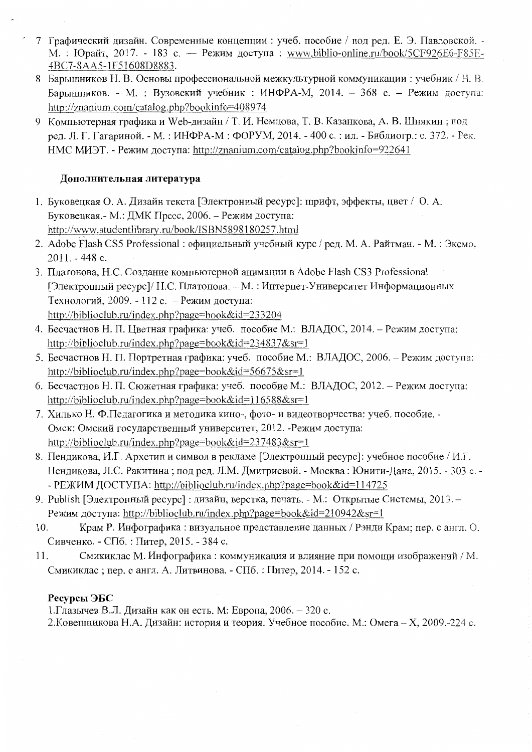7. Графический дизайн. Современные концепции : учеб. пособие / под ред. Е. Э. Павловской. - М. : Юрайт, 2017. - 183 с. — Режим доступа : www.biblio-online.ru/book/5CF926E6-F85E-4BC7-8AA5-1F51608D8883.
8. Барышников Н. В. Основы профессиональной межкультурной коммуникации : учебник / Н. В. Барышников. - М. : Вузовский учебник : ИНФРА-М, 2014. – 368 с. – Режим доступа: http://znanium.com/catalog.php?bookinfo=408974
9. Компьютерная графика и Web-дизайн / Т. И. Немцова, Т. В. Казанкова, А. В. Шнякин ; под ред. Л. Г. Гагариной. - М. : ИНФРА-М : ФОРУМ, 2014. - 400 с. : ил. - Библиогр.: с. 372. - Рек. НМС МИЭТ. - Режим доступа: http://znanium.com/catalog.php?bookinfo=922641

**Дополнительная литература**

1. Буковецкая О. А. Дизайн текста [Электронный ресурс]: шрифт, эффекты, цвет / О. А. Буковецкая.- М.: ДМК Пресс, 2006. – Режим доступа: http://www.studentlibrary.ru/book/ISBN5898180257.html
2. Adobe Flash CS5 Professional : официальный учебный курс / ред. М. А. Райтман. - М. : Эксмо, 2011. - 448 с.
3. Платонова, Н.С. Создание компьютерной анимации в Adobe Flash CS3 Professional [Электронный ресурс]/ Н.С. Платонова. – М. : Интернет-Университет Информационных Технологий, 2009. - 112 с. – Режим доступа: http://biblioclub.ru/index.php?page=book&id=233204
4. Бесчастнов Н. П. Цветная графика: учеб. пособие М.: ВЛАДОС, 2014. – Режим доступа: http://biblioclub.ru/index.php?page=book&id=234837&sr=1
5. Бесчастнов Н. П. Портретная графика: учеб. пособие М.: ВЛАДОС, 2006. – Режим доступа: http://biblioclub.ru/index.php?page=book&id=56675&sr=1
6. Бесчастнов Н. П. Сюжетная графика: учеб. пособие М.: ВЛАДОС, 2012. – Режим доступа: http://biblioclub.ru/index.php?page=book&id=116588&sr=1
7. Хилько Н. Ф.Педагогика и методика кино-, фото- и видеотворчества: учеб. пособие. - Омск: Омский государственный университет, 2012. -Режим доступа: http://biblioclub.ru/index.php?page=book&id=237483&sr=1
8. Пендикова, И.Г. Архетип и символ в рекламе [Электронный ресурс]: учебное пособие / И.Г. Пендикова, Л.С. Ракитина ; под ред. Л.М. Дмитриевой. - Москва : Юнити-Дана, 2015. - 303 с. - - РЕЖИМ ДОСТУПА: http://biblioclub.ru/index.php?page=book&id=114725
9. Publish [Электронный ресурс] : дизайн, верстка, печать. - М.: Открытые Системы, 2013. – Режим доступа: http://biblioclub.ru/index.php?page=book&id=210942&sr=1
10. Крам Р. Инфографика : визуальное представление данных / Рэнди Крам; пер. с англ. О. Сивченко. - СПб. : Питер, 2015. - 384 с.
11. Смикиклас М. Инфографика : коммуникация и влияние при помощи изображений / М. Смикиклас ; пер. с англ. А. Литвинова. - СПб. : Питер, 2014. - 152 с.

**Ресурсы ЭБС**

1.Глазычев В.Л. Дизайн как он есть. М: Европа, 2006. – 320 с.
2.Ковешникова Н.А. Дизайн: история и теория. Учебное пособие. М.: Омега – Х, 2009.-224 с.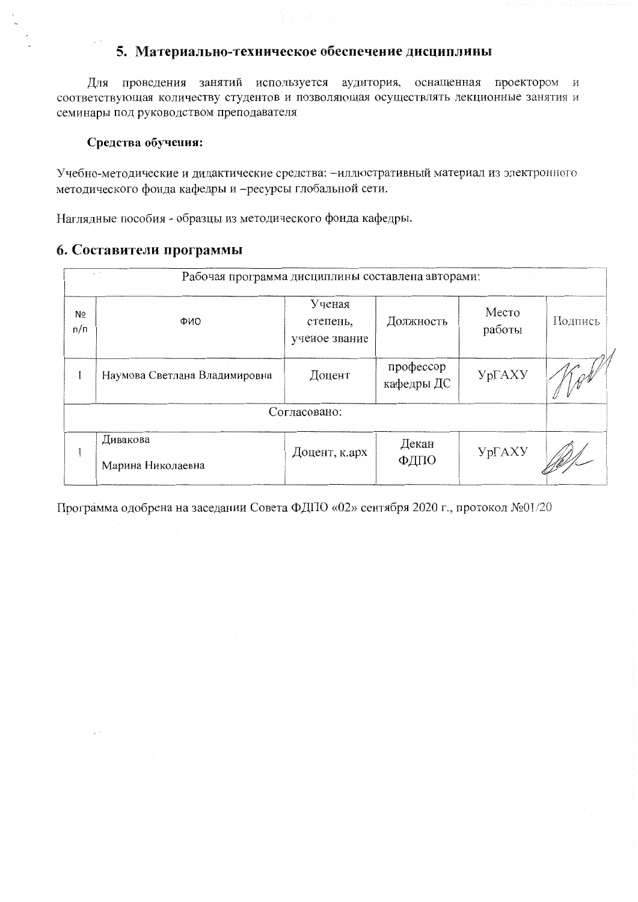## 5. Материально-техническое обеспечение дисциплины

Для проведения занятий используется аудитория, оснащенная проектором и соответствующая количеству студентов и позволяющая осуществлять лекционные занятия и семинары под руководством преподавателя

**Средства обучения:**

Учебно-методические и дидактические средства: –иллюстративный материал из электронного методического фонда кафедры и –ресурсы глобальной сети.

Наглядные пособия - образцы из методического фонда кафедры.

## 6. Составители программы

| Рабочая программа дисциплины составлена авторами: | | | | | |
|---|---|---|---|---|---|
| № п/п | ФИО | Ученая степень, ученое звание | Должность | Место работы | Подпись |
| 1 | Наумова Светлана Владимировна | Доцент | профессор кафедры ДС | УрГАХУ | |
| Согласовано: | | | | | |
| 1 | Дивакова Марина Николаевна | Доцент, к.арх | Декан ФДПО | УрГАХУ | |

Программа одобрена на заседании Совета ФДПО «02» сентября 2020 г., протокол №01/20